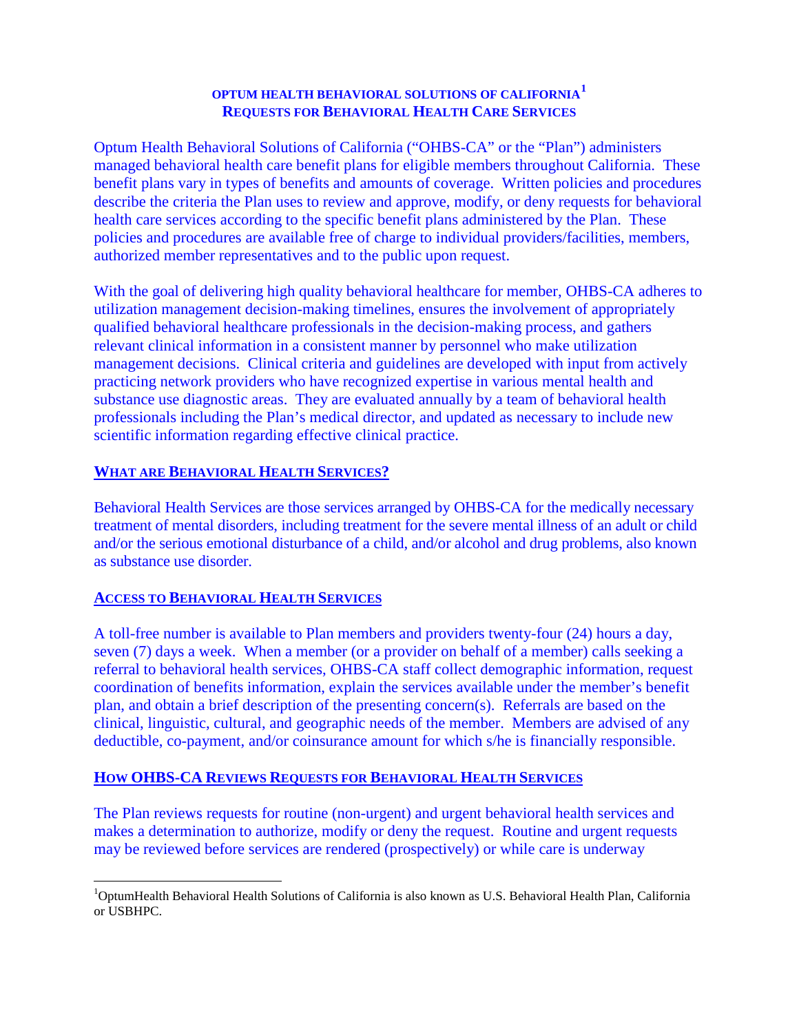# OPTUM HEALTH BEHAVIORAL SOLUTIONS OF CALIFORNIA[1]
# REQUESTS FOR BEHAVIORAL HEALTH CARE SERVICES

Optum Health Behavioral Solutions of California ("OHBS-CA" or the "Plan") administers managed behavioral health care benefit plans for eligible members throughout California. These benefit plans vary in types of benefits and amounts of coverage. Written policies and procedures describe the criteria the Plan uses to review and approve, modify, or deny requests for behavioral health care services according to the specific benefit plans administered by the Plan. These policies and procedures are available free of charge to individual providers/facilities, members, authorized member representatives and to the public upon request.

With the goal of delivering high quality behavioral healthcare for member, OHBS-CA adheres to utilization management decision-making timelines, ensures the involvement of appropriately qualified behavioral healthcare professionals in the decision-making process, and gathers relevant clinical information in a consistent manner by personnel who make utilization management decisions. Clinical criteria and guidelines are developed with input from actively practicing network providers who have recognized expertise in various mental health and substance use diagnostic areas. They are evaluated annually by a team of behavioral health professionals including the Plan's medical director, and updated as necessary to include new scientific information regarding effective clinical practice.

## WHAT ARE BEHAVIORAL HEALTH SERVICES?

Behavioral Health Services are those services arranged by OHBS-CA for the medically necessary treatment of mental disorders, including treatment for the severe mental illness of an adult or child and/or the serious emotional disturbance of a child, and/or alcohol and drug problems, also known as substance use disorder.

## ACCESS TO BEHAVIORAL HEALTH SERVICES

A toll-free number is available to Plan members and providers twenty-four (24) hours a day, seven (7) days a week. When a member (or a provider on behalf of a member) calls seeking a referral to behavioral health services, OHBS-CA staff collect demographic information, request coordination of benefits information, explain the services available under the member's benefit plan, and obtain a brief description of the presenting concern(s). Referrals are based on the clinical, linguistic, cultural, and geographic needs of the member. Members are advised of any deductible, co-payment, and/or coinsurance amount for which s/he is financially responsible.

## HOW OHBS-CA REVIEWS REQUESTS FOR BEHAVIORAL HEALTH SERVICES

The Plan reviews requests for routine (non-urgent) and urgent behavioral health services and makes a determination to authorize, modify or deny the request. Routine and urgent requests may be reviewed before services are rendered (prospectively) or while care is underway

---

[1] OptumHealth Behavioral Health Solutions of California is also known as U.S. Behavioral Health Plan, California or USBHPC.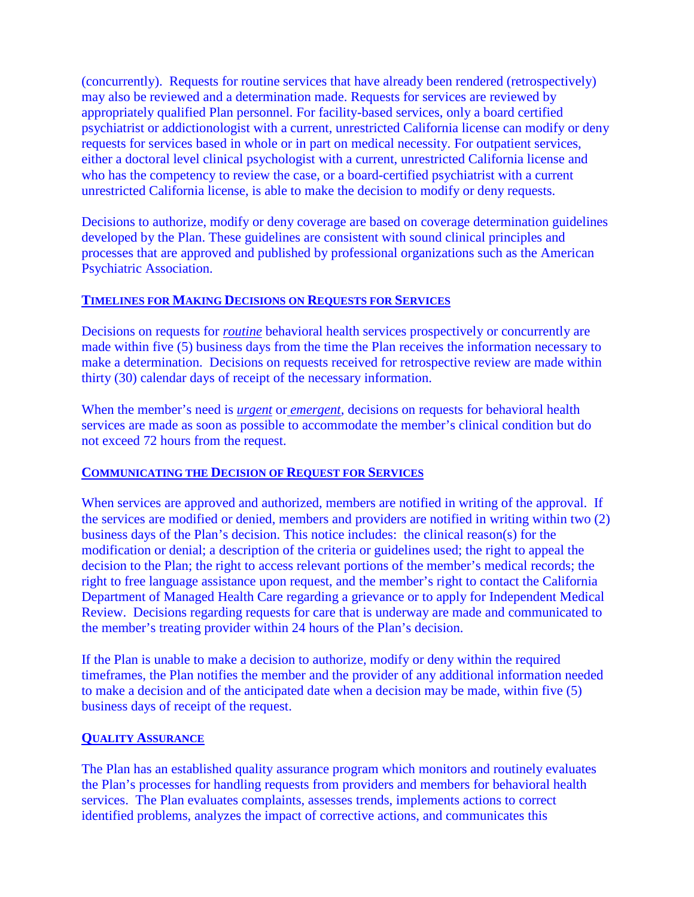(concurrently). Requests for routine services that have already been rendered (retrospectively) may also be reviewed and a determination made. Requests for services are reviewed by appropriately qualified Plan personnel. For facility-based services, only a board certified psychiatrist or addictionologist with a current, unrestricted California license can modify or deny requests for services based in whole or in part on medical necessity. For outpatient services, either a doctoral level clinical psychologist with a current, unrestricted California license and who has the competency to review the case, or a board-certified psychiatrist with a current unrestricted California license, is able to make the decision to modify or deny requests.

Decisions to authorize, modify or deny coverage are based on coverage determination guidelines developed by the Plan. These guidelines are consistent with sound clinical principles and processes that are approved and published by professional organizations such as the American Psychiatric Association.

## TIMELINES FOR MAKING DECISIONS ON REQUESTS FOR SERVICES

Decisions on requests for ***routine*** behavioral health services prospectively or concurrently are made within five (5) business days from the time the Plan receives the information necessary to make a determination. Decisions on requests received for retrospective review are made within thirty (30) calendar days of receipt of the necessary information.

When the member's need is *urgent* or *emergent*, decisions on requests for behavioral health services are made as soon as possible to accommodate the member's clinical condition but do not exceed 72 hours from the request.

## COMMUNICATING THE DECISION OF REQUEST FOR SERVICES

When services are approved and authorized, members are notified in writing of the approval. If the services are modified or denied, members and providers are notified in writing within two (2) business days of the Plan's decision. This notice includes: the clinical reason(s) for the modification or denial; a description of the criteria or guidelines used; the right to appeal the decision to the Plan; the right to access relevant portions of the member's medical records; the right to free language assistance upon request, and the member's right to contact the California Department of Managed Health Care regarding a grievance or to apply for Independent Medical Review. Decisions regarding requests for care that is underway are made and communicated to the member's treating provider within 24 hours of the Plan's decision.

If the Plan is unable to make a decision to authorize, modify or deny within the required timeframes, the Plan notifies the member and the provider of any additional information needed to make a decision and of the anticipated date when a decision may be made, within five (5) business days of receipt of the request.

## QUALITY ASSURANCE

The Plan has an established quality assurance program which monitors and routinely evaluates the Plan's processes for handling requests from providers and members for behavioral health services. The Plan evaluates complaints, assesses trends, implements actions to correct identified problems, analyzes the impact of corrective actions, and communicates this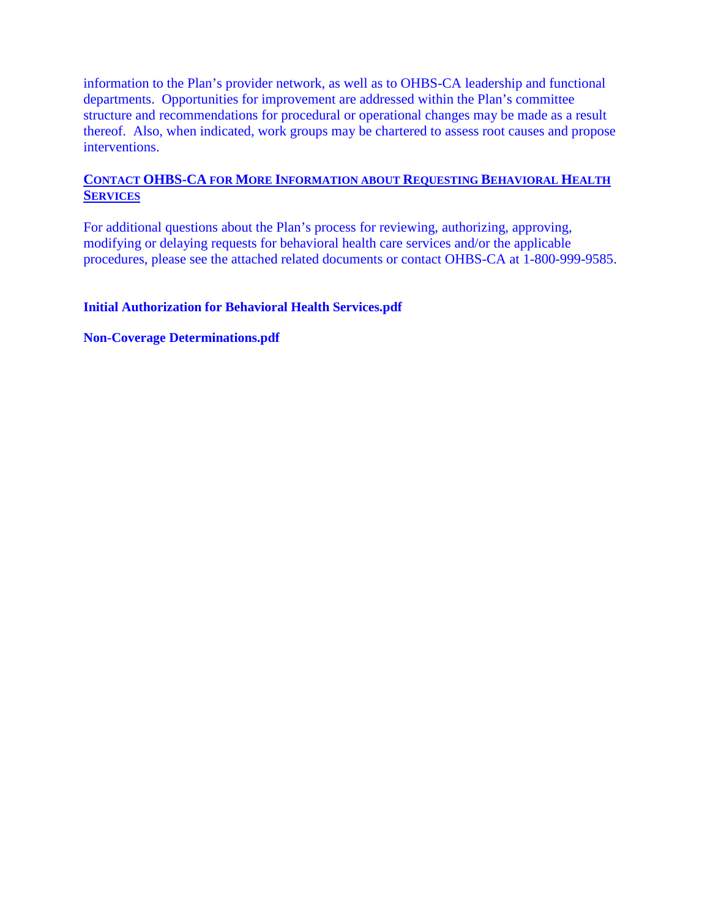information to the Plan's provider network, as well as to OHBS-CA leadership and functional departments. Opportunities for improvement are addressed within the Plan's committee structure and recommendations for procedural or operational changes may be made as a result thereof. Also, when indicated, work groups may be chartered to assess root causes and propose interventions.

## Contact OHBS-CA for More Information about Requesting Behavioral Health Services

For additional questions about the Plan's process for reviewing, authorizing, approving, modifying or delaying requests for behavioral health care services and/or the applicable procedures, please see the attached related documents or contact OHBS-CA at 1-800-999-9585.

**Initial Authorization for Behavioral Health Services.pdf**

**Non-Coverage Determinations.pdf**